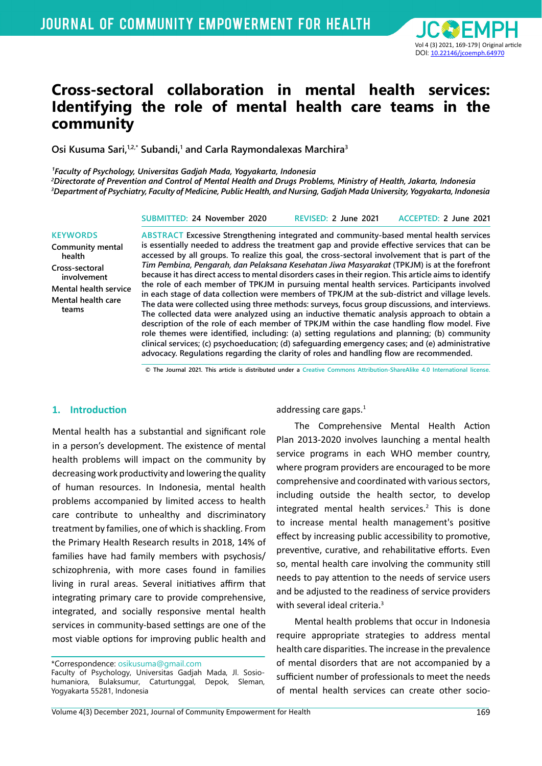# Cross-sectoral collaboration in mental health services: Identifying the role of mental health care teams in the community

Osi Kusuma Sari,[1,2,*] Subandi,[1] and Carla Raymondalexas Marchira[3]

*[1]Faculty of Psychology, Universitas Gadjah Mada, Yogyakarta, Indonesia*
*[2]Directorate of Prevention and Control of Mental Health and Drugs Problems, Ministry of Health, Jakarta, Indonesia*
*[3]Department of Psychiatry, Faculty of Medicine, Public Health, and Nursing, Gadjah Mada University, Yogyakarta, Indonesia*

SUBMITTED: 24 November 2020 REVISED: 2 June 2021 ACCEPTED: 2 June 2021

**KEYWORDS**
Community mental health
Cross-sectoral involvement
Mental health service
Mental health care teams

**ABSTRACT** Excessive Strengthening integrated and community-based mental health services is essentially needed to address the treatment gap and provide effective services that can be accessed by all groups. To realize this goal, the cross-sectoral involvement that is part of the *Tim Pembina, Pengarah, dan Pelaksana Kesehatan Jiwa Masyarakat* (TPKJM) is at the forefront because it has direct access to mental disorders cases in their region. This article aims to identify the role of each member of TPKJM in pursuing mental health services. Participants involved in each stage of data collection were members of TPKJM at the sub-district and village levels. The data were collected using three methods: surveys, focus group discussions, and interviews. The collected data were analyzed using an inductive thematic analysis approach to obtain a description of the role of each member of TPKJM within the case handling flow model. Five role themes were identified, including: (a) setting regulations and planning; (b) community clinical services; (c) psychoeducation; (d) safeguarding emergency cases; and (e) administrative advocacy. Regulations regarding the clarity of roles and handling flow are recommended.

© The Journal 2021. This article is distributed under a Creative Commons Attribution-ShareAlike 4.0 International license.

## 1. Introduction

Mental health has a substantial and significant role in a person's development. The existence of mental health problems will impact on the community by decreasing work productivity and lowering the quality of human resources. In Indonesia, mental health problems accompanied by limited access to health care contribute to unhealthy and discriminatory treatment by families, one of which is shackling. From the Primary Health Research results in 2018, 14% of families have had family members with psychosis/schizophrenia, with more cases found in families living in rural areas. Several initiatives affirm that integrating primary care to provide comprehensive, integrated, and socially responsive mental health services in community-based settings are one of the most viable options for improving public health and addressing care gaps.[1]

The Comprehensive Mental Health Action Plan 2013-2020 involves launching a mental health service programs in each WHO member country, where program providers are encouraged to be more comprehensive and coordinated with various sectors, including outside the health sector, to develop integrated mental health services.[2] This is done to increase mental health management's positive effect by increasing public accessibility to promotive, preventive, curative, and rehabilitative efforts. Even so, mental health care involving the community still needs to pay attention to the needs of service users and be adjusted to the readiness of service providers with several ideal criteria.[3]

Mental health problems that occur in Indonesia require appropriate strategies to address mental health care disparities. The increase in the prevalence of mental disorders that are not accompanied by a sufficient number of professionals to meet the needs of mental health services can create other socio-

*Correspondence: osikusuma@gmail.com
Faculty of Psychology, Universitas Gadjah Mada, Jl. Sosio-humaniora, Bulaksumur, Caturtunggal, Depok, Sleman, Yogyakarta 55281, Indonesia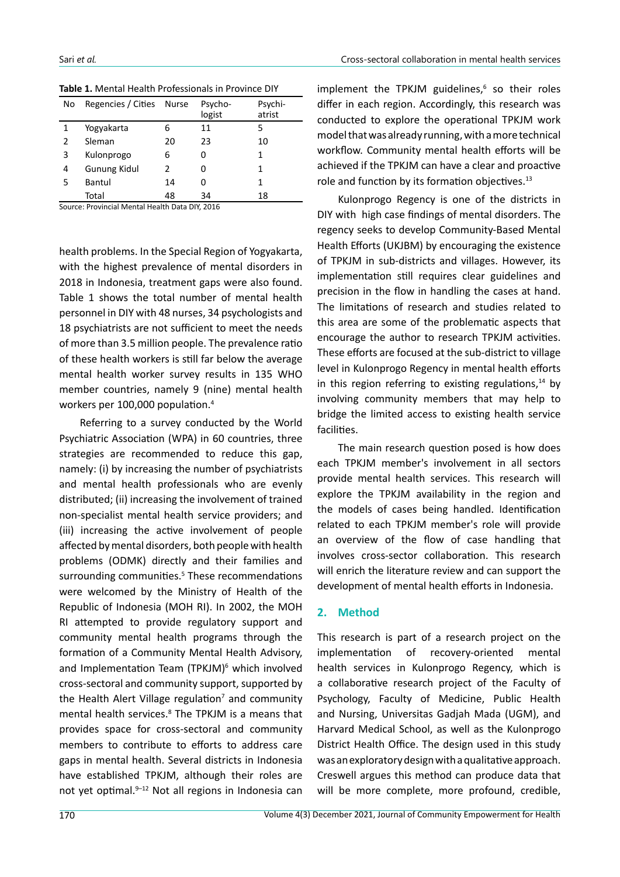**Table 1.** Mental Health Professionals in Province DIY

| No | Regencies / Cities | Nurse | Psycho-logist | Psychi-atrist |
|---|---|---|---|---|
| 1 | Yogyakarta | 6 | 11 | 5 |
| 2 | Sleman | 20 | 23 | 10 |
| 3 | Kulonprogo | 6 | 0 | 1 |
| 4 | Gunung Kidul | 2 | 0 | 1 |
| 5 | Bantul | 14 | 0 | 1 |
| | Total | 48 | 34 | 18 |

Source: Provincial Mental Health Data DIY, 2016

health problems. In the Special Region of Yogyakarta, with the highest prevalence of mental disorders in 2018 in Indonesia, treatment gaps were also found. Table 1 shows the total number of mental health personnel in DIY with 48 nurses, 34 psychologists and 18 psychiatrists are not sufficient to meet the needs of more than 3.5 million people. The prevalence ratio of these health workers is still far below the average mental health worker survey results in 135 WHO member countries, namely 9 (nine) mental health workers per 100,000 population.[4]

Referring to a survey conducted by the World Psychiatric Association (WPA) in 60 countries, three strategies are recommended to reduce this gap, namely: (i) by increasing the number of psychiatrists and mental health professionals who are evenly distributed; (ii) increasing the involvement of trained non-specialist mental health service providers; and (iii) increasing the active involvement of people affected by mental disorders, both people with health problems (ODMK) directly and their families and surrounding communities.[5] These recommendations were welcomed by the Ministry of Health of the Republic of Indonesia (MOH RI). In 2002, the MOH RI attempted to provide regulatory support and community mental health programs through the formation of a Community Mental Health Advisory, and Implementation Team (TPKJM)[6] which involved cross-sectoral and community support, supported by the Health Alert Village regulation[7] and community mental health services.[8] The TPKJM is a means that provides space for cross-sectoral and community members to contribute to efforts to address care gaps in mental health. Several districts in Indonesia have established TPKJM, although their roles are not yet optimal.[9–12] Not all regions in Indonesia can implement the TPKJM guidelines,[6] so their roles differ in each region. Accordingly, this research was conducted to explore the operational TPKJM work model that was already running, with a more technical workflow. Community mental health efforts will be achieved if the TPKJM can have a clear and proactive role and function by its formation objectives.[13]

Kulonprogo Regency is one of the districts in DIY with high case findings of mental disorders. The regency seeks to develop Community-Based Mental Health Efforts (UKJBM) by encouraging the existence of TPKJM in sub-districts and villages. However, its implementation still requires clear guidelines and precision in the flow in handling the cases at hand. The limitations of research and studies related to this area are some of the problematic aspects that encourage the author to research TPKJM activities. These efforts are focused at the sub-district to village level in Kulonprogo Regency in mental health efforts in this region referring to existing regulations,[14] by involving community members that may help to bridge the limited access to existing health service facilities.

The main research question posed is how does each TPKJM member's involvement in all sectors provide mental health services. This research will explore the TPKJM availability in the region and the models of cases being handled. Identification related to each TPKJM member's role will provide an overview of the flow of case handling that involves cross-sector collaboration. This research will enrich the literature review and can support the development of mental health efforts in Indonesia.

## 2. Method

This research is part of a research project on the implementation of recovery-oriented mental health services in Kulonprogo Regency, which is a collaborative research project of the Faculty of Psychology, Faculty of Medicine, Public Health and Nursing, Universitas Gadjah Mada (UGM), and Harvard Medical School, as well as the Kulonprogo District Health Office. The design used in this study was an exploratory design with a qualitative approach. Creswell argues this method can produce data that will be more complete, more profound, credible,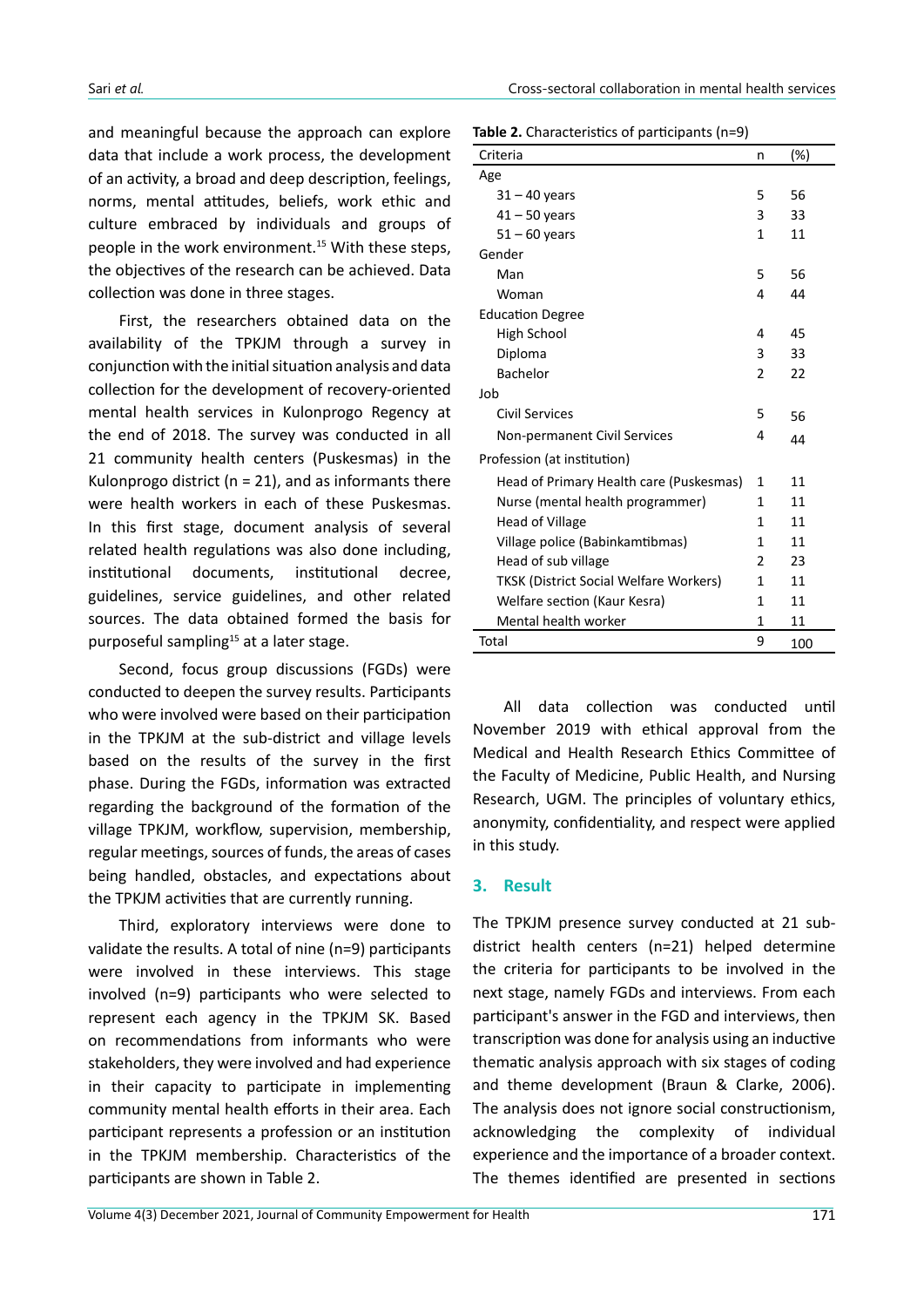and meaningful because the approach can explore data that include a work process, the development of an activity, a broad and deep description, feelings, norms, mental attitudes, beliefs, work ethic and culture embraced by individuals and groups of people in the work environment.[15] With these steps, the objectives of the research can be achieved. Data collection was done in three stages.

First, the researchers obtained data on the availability of the TPKJM through a survey in conjunction with the initial situation analysis and data collection for the development of recovery-oriented mental health services in Kulonprogo Regency at the end of 2018. The survey was conducted in all 21 community health centers (Puskesmas) in the Kulonprogo district (n = 21), and as informants there were health workers in each of these Puskesmas. In this first stage, document analysis of several related health regulations was also done including, institutional documents, institutional decree, guidelines, service guidelines, and other related sources. The data obtained formed the basis for purposeful sampling[15] at a later stage.

Second, focus group discussions (FGDs) were conducted to deepen the survey results. Participants who were involved were based on their participation in the TPKJM at the sub-district and village levels based on the results of the survey in the first phase. During the FGDs, information was extracted regarding the background of the formation of the village TPKJM, workflow, supervision, membership, regular meetings, sources of funds, the areas of cases being handled, obstacles, and expectations about the TPKJM activities that are currently running.

Third, exploratory interviews were done to validate the results. A total of nine (n=9) participants were involved in these interviews. This stage involved (n=9) participants who were selected to represent each agency in the TPKJM SK. Based on recommendations from informants who were stakeholders, they were involved and had experience in their capacity to participate in implementing community mental health efforts in their area. Each participant represents a profession or an institution in the TPKJM membership. Characteristics of the participants are shown in Table 2.

**Table 2.** Characteristics of participants (n=9)

| Criteria | n | (%) |
|---|---|---|
| Age | | |
| 31 – 40 years | 5 | 56 |
| 41 – 50 years | 3 | 33 |
| 51 – 60 years | 1 | 11 |
| Gender | | |
| Man | 5 | 56 |
| Woman | 4 | 44 |
| Education Degree | | |
| High School | 4 | 45 |
| Diploma | 3 | 33 |
| Bachelor | 2 | 22 |
| Job | | |
| Civil Services | 5 | 56 |
| Non-permanent Civil Services | 4 | 44 |
| Profession (at institution) | | |
| Head of Primary Health care (Puskesmas) | 1 | 11 |
| Nurse (mental health programmer) | 1 | 11 |
| Head of Village | 1 | 11 |
| Village police (Babinkamtibmas) | 1 | 11 |
| Head of sub village | 2 | 23 |
| TKSK (District Social Welfare Workers) | 1 | 11 |
| Welfare section (Kaur Kesra) | 1 | 11 |
| Mental health worker | 1 | 11 |
| Total | 9 | 100 |

All data collection was conducted until November 2019 with ethical approval from the Medical and Health Research Ethics Committee of the Faculty of Medicine, Public Health, and Nursing Research, UGM. The principles of voluntary ethics, anonymity, confidentiality, and respect were applied in this study.

## 3. Result

The TPKJM presence survey conducted at 21 sub-district health centers (n=21) helped determine the criteria for participants to be involved in the next stage, namely FGDs and interviews. From each participant's answer in the FGD and interviews, then transcription was done for analysis using an inductive thematic analysis approach with six stages of coding and theme development (Braun & Clarke, 2006). The analysis does not ignore social constructionism, acknowledging the complexity of individual experience and the importance of a broader context. The themes identified are presented in sections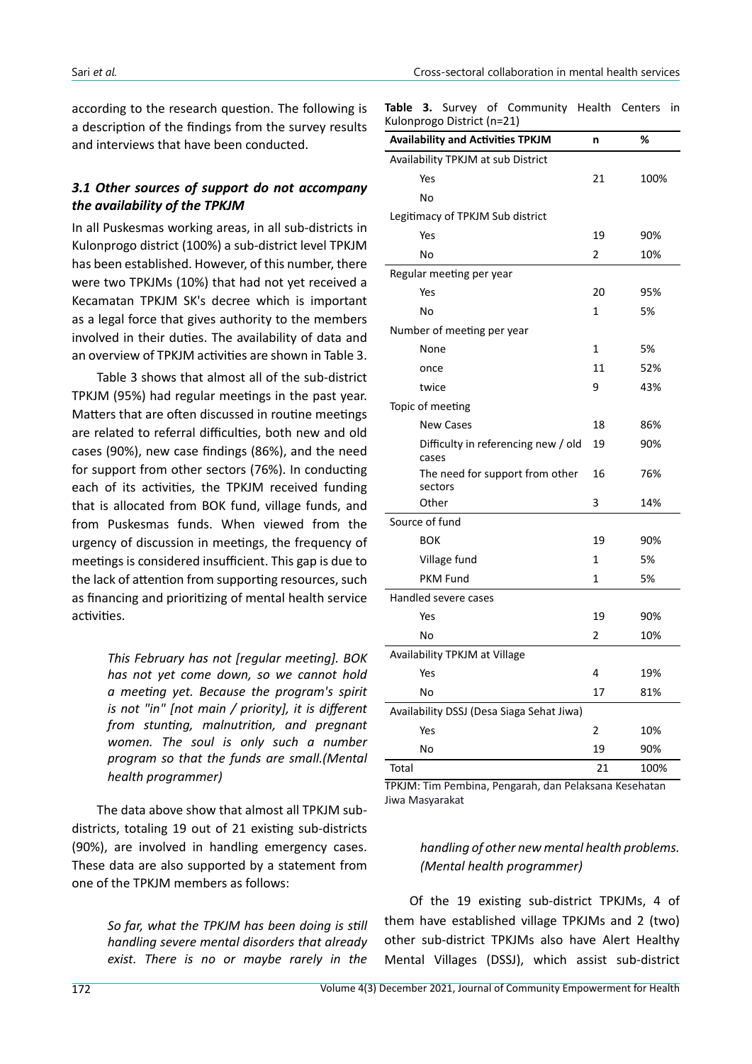according to the research question. The following is a description of the findings from the survey results and interviews that have been conducted.

### *3.1 Other sources of support do not accompany the availability of the TPKJM*

In all Puskesmas working areas, in all sub-districts in Kulonprogo district (100%) a sub-district level TPKJM has been established. However, of this number, there were two TPKJMs (10%) that had not yet received a Kecamatan TPKJM SK's decree which is important as a legal force that gives authority to the members involved in their duties. The availability of data and an overview of TPKJM activities are shown in Table 3.

Table 3 shows that almost all of the sub-district TPKJM (95%) had regular meetings in the past year. Matters that are often discussed in routine meetings are related to referral difficulties, both new and old cases (90%), new case findings (86%), and the need for support from other sectors (76%). In conducting each of its activities, the TPKJM received funding that is allocated from BOK fund, village funds, and from Puskesmas funds. When viewed from the urgency of discussion in meetings, the frequency of meetings is considered insufficient. This gap is due to the lack of attention from supporting resources, such as financing and prioritizing of mental health service activities.

> *This February has not [regular meeting]. BOK has not yet come down, so we cannot hold a meeting yet. Because the program's spirit is not "in" [not main / priority], it is different from stunting, malnutrition, and pregnant women. The soul is only such a number program so that the funds are small.(Mental health programmer)*

The data above show that almost all TPKJM sub-districts, totaling 19 out of 21 existing sub-districts (90%), are involved in handling emergency cases. These data are also supported by a statement from one of the TPKJM members as follows:

> *So far, what the TPKJM has been doing is still handling severe mental disorders that already exist. There is no or maybe rarely in the handling of other new mental health problems. (Mental health programmer)*

Of the 19 existing sub-district TPKJMs, 4 of them have established village TPKJMs and 2 (two) other sub-district TPKJMs also have Alert Healthy Mental Villages (DSSJ), which assist sub-district

**Table 3.** Survey of Community Health Centers in Kulonprogo District (n=21)

| Availability and Activities TPKJM | n | % |
|---|---|---|
| Availability TPKJM at sub District | | |
| Yes | 21 | 100% |
| No | | |
| Legitimacy of TPKJM Sub district | | |
| Yes | 19 | 90% |
| No | 2 | 10% |
| Regular meeting per year | | |
| Yes | 20 | 95% |
| No | 1 | 5% |
| Number of meeting per year | | |
| None | 1 | 5% |
| once | 11 | 52% |
| twice | 9 | 43% |
| Topic of meeting | | |
| New Cases | 18 | 86% |
| Difficulty in referencing new / old cases | 19 | 90% |
| The need for support from other sectors | 16 | 76% |
| Other | 3 | 14% |
| Source of fund | | |
| BOK | 19 | 90% |
| Village fund | 1 | 5% |
| PKM Fund | 1 | 5% |
| Handled severe cases | | |
| Yes | 19 | 90% |
| No | 2 | 10% |
| Availability TPKJM at Village | | |
| Yes | 4 | 19% |
| No | 17 | 81% |
| Availability DSSJ (Desa Siaga Sehat Jiwa) | | |
| Yes | 2 | 10% |
| No | 19 | 90% |
| Total | 21 | 100% |

TPKJM: Tim Pembina, Pengarah, dan Pelaksana Kesehatan Jiwa Masyarakat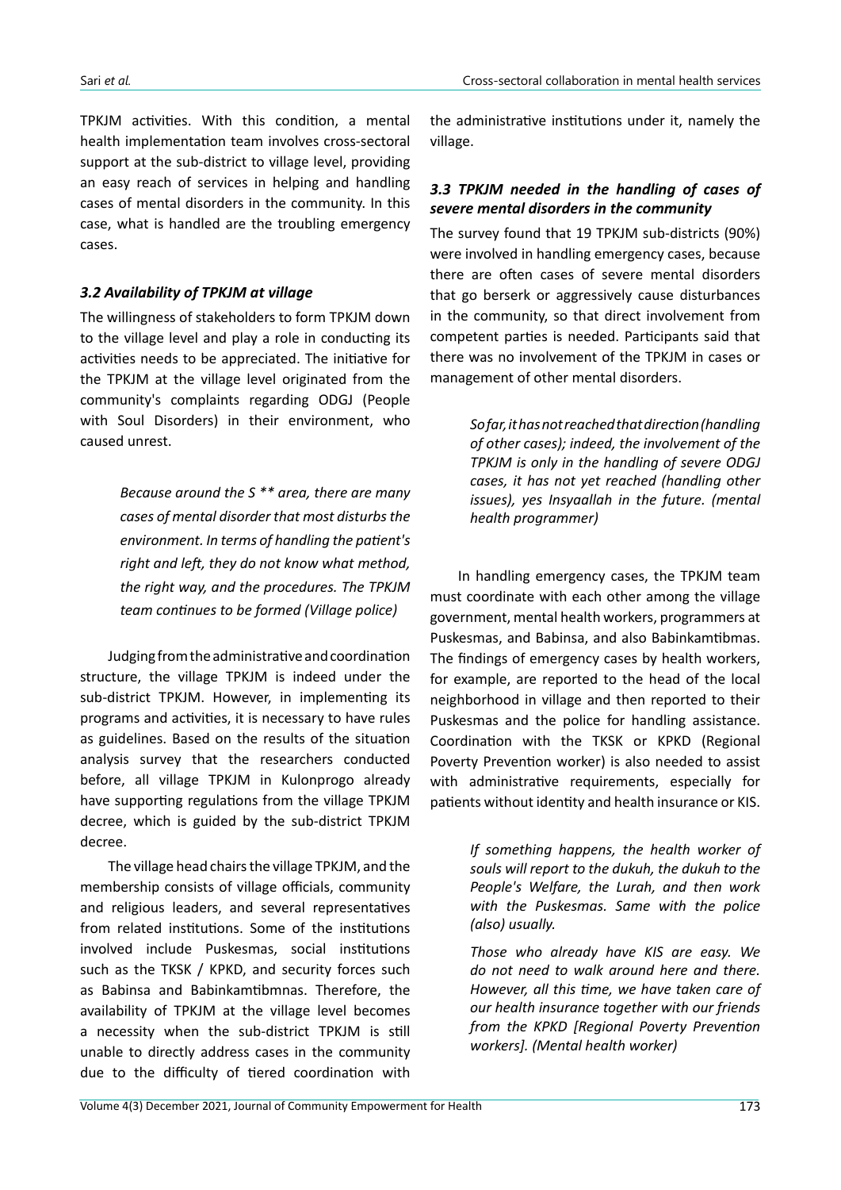TPKJM activities. With this condition, a mental health implementation team involves cross-sectoral support at the sub-district to village level, providing an easy reach of services in helping and handling cases of mental disorders in the community. In this case, what is handled are the troubling emergency cases.

### *3.2 Availability of TPKJM at village*

The willingness of stakeholders to form TPKJM down to the village level and play a role in conducting its activities needs to be appreciated. The initiative for the TPKJM at the village level originated from the community's complaints regarding ODGJ (People with Soul Disorders) in their environment, who caused unrest.

> *Because around the S ** area, there are many cases of mental disorder that most disturbs the environment. In terms of handling the patient's right and left, they do not know what method, the right way, and the procedures. The TPKJM team continues to be formed (Village police)*

Judging from the administrative and coordination structure, the village TPKJM is indeed under the sub-district TPKJM. However, in implementing its programs and activities, it is necessary to have rules as guidelines. Based on the results of the situation analysis survey that the researchers conducted before, all village TPKJM in Kulonprogo already have supporting regulations from the village TPKJM decree, which is guided by the sub-district TPKJM decree.

The village head chairs the village TPKJM, and the membership consists of village officials, community and religious leaders, and several representatives from related institutions. Some of the institutions involved include Puskesmas, social institutions such as the TKSK / KPKD, and security forces such as Babinsa and Babinkamtibmnas. Therefore, the availability of TPKJM at the village level becomes a necessity when the sub-district TPKJM is still unable to directly address cases in the community due to the difficulty of tiered coordination with the administrative institutions under it, namely the village.

### *3.3 TPKJM needed in the handling of cases of severe mental disorders in the community*

The survey found that 19 TPKJM sub-districts (90%) were involved in handling emergency cases, because there are often cases of severe mental disorders that go berserk or aggressively cause disturbances in the community, so that direct involvement from competent parties is needed. Participants said that there was no involvement of the TPKJM in cases or management of other mental disorders.

> *So far, it has not reached that direction (handling of other cases); indeed, the involvement of the TPKJM is only in the handling of severe ODGJ cases, it has not yet reached (handling other issues), yes Insyaallah in the future. (mental health programmer)*

In handling emergency cases, the TPKJM team must coordinate with each other among the village government, mental health workers, programmers at Puskesmas, and Babinsa, and also Babinkamtibmas. The findings of emergency cases by health workers, for example, are reported to the head of the local neighborhood in village and then reported to their Puskesmas and the police for handling assistance. Coordination with the TKSK or KPKD (Regional Poverty Prevention worker) is also needed to assist with administrative requirements, especially for patients without identity and health insurance or KIS.

> *If something happens, the health worker of souls will report to the dukuh, the dukuh to the People's Welfare, the Lurah, and then work with the Puskesmas. Same with the police (also) usually.*
>
> *Those who already have KIS are easy. We do not need to walk around here and there. However, all this time, we have taken care of our health insurance together with our friends from the KPKD [Regional Poverty Prevention workers]. (Mental health worker)*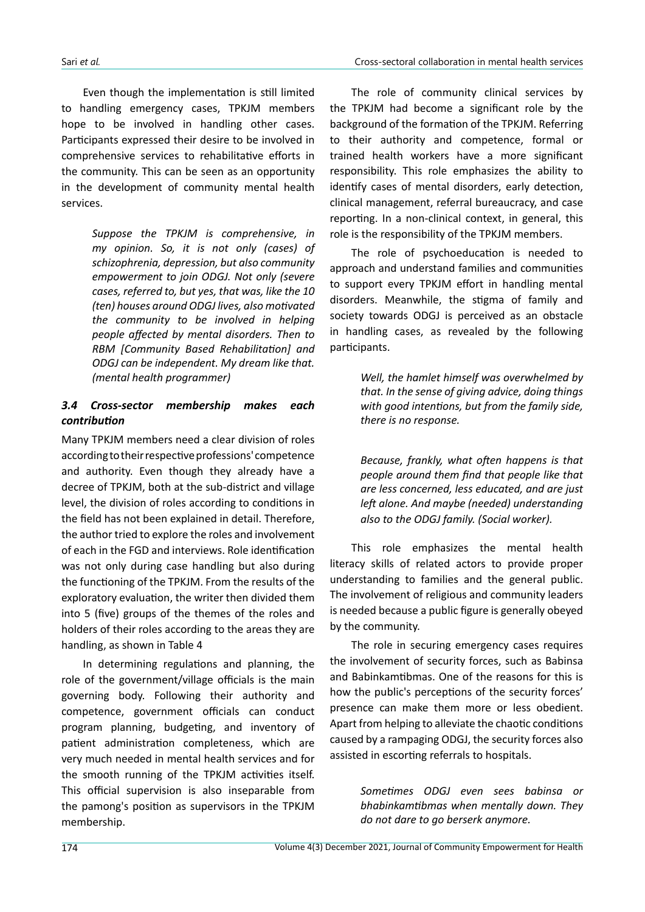Even though the implementation is still limited to handling emergency cases, TPKJM members hope to be involved in handling other cases. Participants expressed their desire to be involved in comprehensive services to rehabilitative efforts in the community. This can be seen as an opportunity in the development of community mental health services.

> *Suppose the TPKJM is comprehensive, in my opinion. So, it is not only (cases) of schizophrenia, depression, but also community empowerment to join ODGJ. Not only (severe cases, referred to, but yes, that was, like the 10 (ten) houses around ODGJ lives, also motivated the community to be involved in helping people affected by mental disorders. Then to RBM [Community Based Rehabilitation] and ODGJ can be independent. My dream like that. (mental health programmer)*

### *3.4 Cross-sector membership makes each contribution*

Many TPKJM members need a clear division of roles according to their respective professions' competence and authority. Even though they already have a decree of TPKJM, both at the sub-district and village level, the division of roles according to conditions in the field has not been explained in detail. Therefore, the author tried to explore the roles and involvement of each in the FGD and interviews. Role identification was not only during case handling but also during the functioning of the TPKJM. From the results of the exploratory evaluation, the writer then divided them into 5 (five) groups of the themes of the roles and holders of their roles according to the areas they are handling, as shown in Table 4

In determining regulations and planning, the role of the government/village officials is the main governing body. Following their authority and competence, government officials can conduct program planning, budgeting, and inventory of patient administration completeness, which are very much needed in mental health services and for the smooth running of the TPKJM activities itself. This official supervision is also inseparable from the pamong's position as supervisors in the TPKJM membership.

The role of community clinical services by the TPKJM had become a significant role by the background of the formation of the TPKJM. Referring to their authority and competence, formal or trained health workers have a more significant responsibility. This role emphasizes the ability to identify cases of mental disorders, early detection, clinical management, referral bureaucracy, and case reporting. In a non-clinical context, in general, this role is the responsibility of the TPKJM members.

The role of psychoeducation is needed to approach and understand families and communities to support every TPKJM effort in handling mental disorders. Meanwhile, the stigma of family and society towards ODGJ is perceived as an obstacle in handling cases, as revealed by the following participants.

> *Well, the hamlet himself was overwhelmed by that. In the sense of giving advice, doing things with good intentions, but from the family side, there is no response.*

> *Because, frankly, what often happens is that people around them find that people like that are less concerned, less educated, and are just left alone. And maybe (needed) understanding also to the ODGJ family. (Social worker).*

This role emphasizes the mental health literacy skills of related actors to provide proper understanding to families and the general public. The involvement of religious and community leaders is needed because a public figure is generally obeyed by the community.

The role in securing emergency cases requires the involvement of security forces, such as Babinsa and Babinkamtibmas. One of the reasons for this is how the public's perceptions of the security forces' presence can make them more or less obedient. Apart from helping to alleviate the chaotic conditions caused by a rampaging ODGJ, the security forces also assisted in escorting referrals to hospitals.

> *Sometimes ODGJ even sees babinsa or bhabinkamtibmas when mentally down. They do not dare to go berserk anymore.*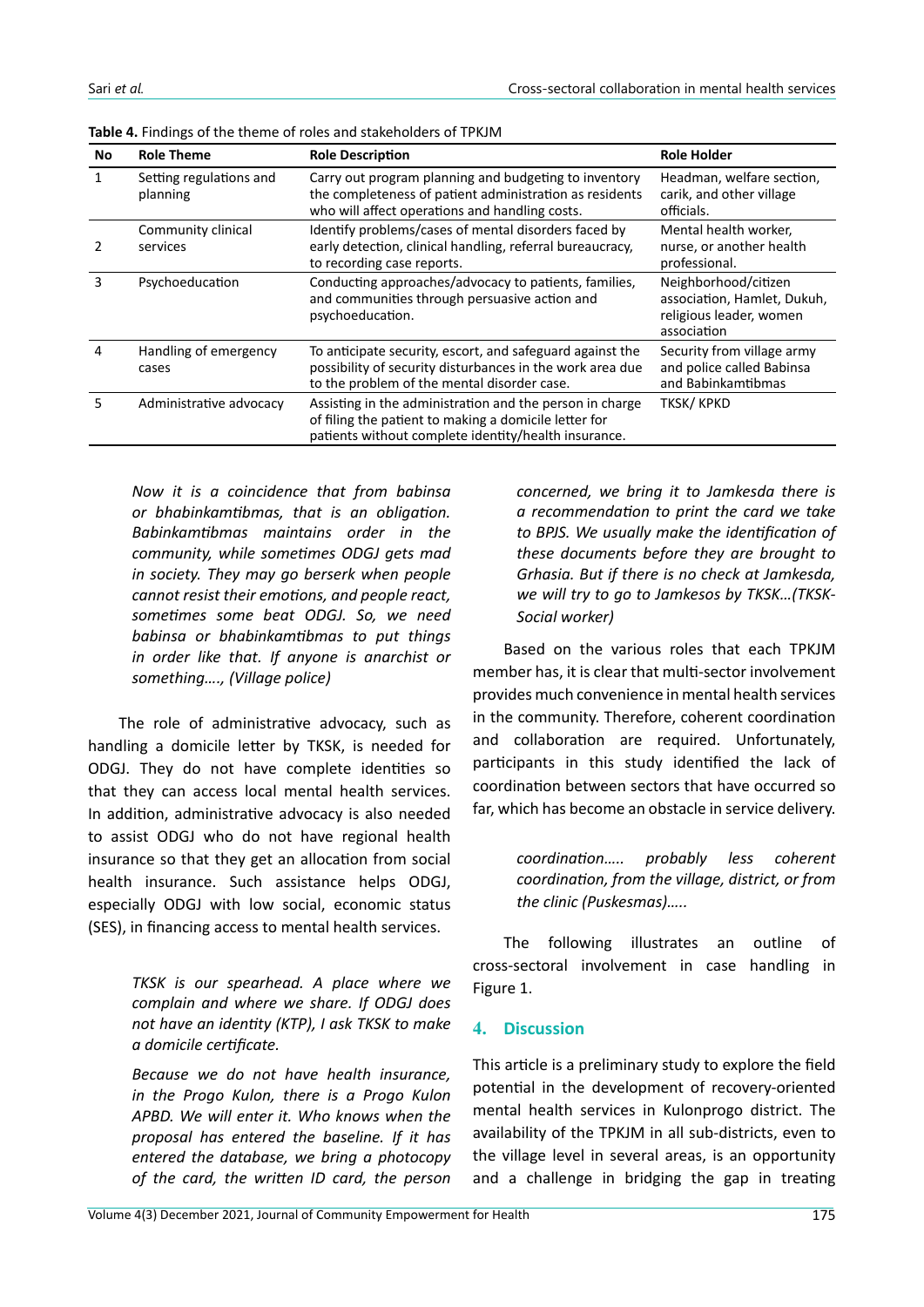**Table 4.** Findings of the theme of roles and stakeholders of TPKJM

| No | Role Theme | Role Description | Role Holder |
|---|---|---|---|
| 1 | Setting regulations and planning | Carry out program planning and budgeting to inventory the completeness of patient administration as residents who will affect operations and handling costs. | Headman, welfare section, carik, and other village officials. |
| 2 | Community clinical services | Identify problems/cases of mental disorders faced by early detection, clinical handling, referral bureaucracy, to recording case reports. | Mental health worker, nurse, or another health professional. |
| 3 | Psychoeducation | Conducting approaches/advocacy to patients, families, and communities through persuasive action and psychoeducation. | Neighborhood/citizen association, Hamlet, Dukuh, religious leader, women association |
| 4 | Handling of emergency cases | To anticipate security, escort, and safeguard against the possibility of security disturbances in the work area due to the problem of the mental disorder case. | Security from village army and police called Babinsa and Babinkamtibmas |
| 5 | Administrative advocacy | Assisting in the administration and the person in charge of filing the patient to making a domicile letter for patients without complete identity/health insurance. | TKSK/ KPKD |

> *Now it is a coincidence that from babinsa or bhabinkamtibmas, that is an obligation. Babinkamtibmas maintains order in the community, while sometimes ODGJ gets mad in society. They may go berserk when people cannot resist their emotions, and people react, sometimes some beat ODGJ. So, we need babinsa or bhabinkamtibmas to put things in order like that. If anyone is anarchist or something…., (Village police)*

The role of administrative advocacy, such as handling a domicile letter by TKSK, is needed for ODGJ. They do not have complete identities so that they can access local mental health services. In addition, administrative advocacy is also needed to assist ODGJ who do not have regional health insurance so that they get an allocation from social health insurance. Such assistance helps ODGJ, especially ODGJ with low social, economic status (SES), in financing access to mental health services.

> *TKSK is our spearhead. A place where we complain and where we share. If ODGJ does not have an identity (KTP), I ask TKSK to make a domicile certificate.*
>
> *Because we do not have health insurance, in the Progo Kulon, there is a Progo Kulon APBD. We will enter it. Who knows when the proposal has entered the baseline. If it has entered the database, we bring a photocopy of the card, the written ID card, the person concerned, we bring it to Jamkesda there is a recommendation to print the card we take to BPJS. We usually make the identification of these documents before they are brought to Grhasia. But if there is no check at Jamkesda, we will try to go to Jamkesos by TKSK…(TKSK-Social worker)*

Based on the various roles that each TPKJM member has, it is clear that multi-sector involvement provides much convenience in mental health services in the community. Therefore, coherent coordination and collaboration are required. Unfortunately, participants in this study identified the lack of coordination between sectors that have occurred so far, which has become an obstacle in service delivery.

> *coordination….. probably less coherent coordination, from the village, district, or from the clinic (Puskesmas)…..*

The following illustrates an outline of cross-sectoral involvement in case handling in Figure 1.

## 4. Discussion

This article is a preliminary study to explore the field potential in the development of recovery-oriented mental health services in Kulonprogo district. The availability of the TPKJM in all sub-districts, even to the village level in several areas, is an opportunity and a challenge in bridging the gap in treating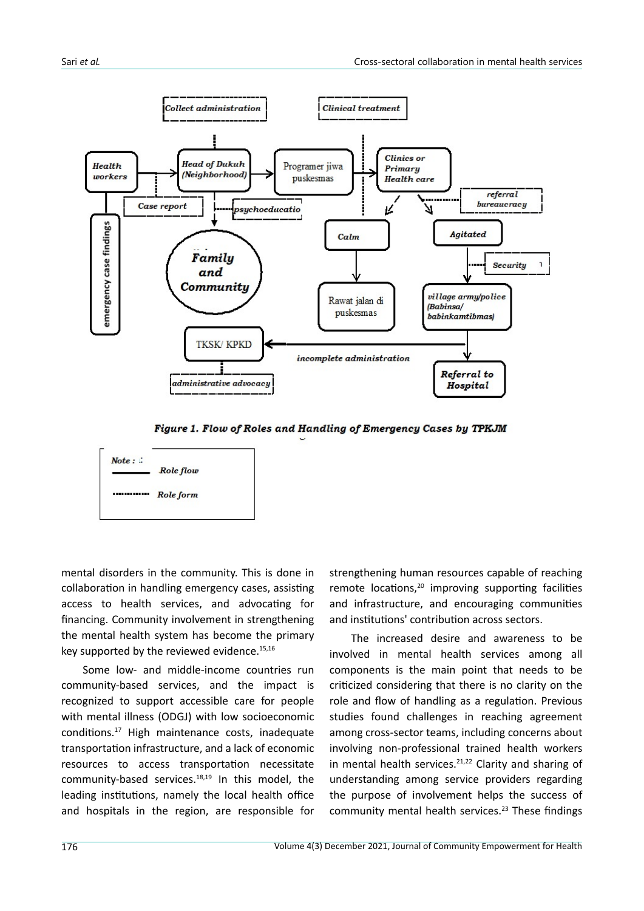**Figure 1. Flow of Roles and Handling of Emergency Cases by TPKJM**

mental disorders in the community. This is done in collaboration in handling emergency cases, assisting access to health services, and advocating for financing. Community involvement in strengthening the mental health system has become the primary key supported by the reviewed evidence.[15,16]

Some low- and middle-income countries run community-based services, and the impact is recognized to support accessible care for people with mental illness (ODGJ) with low socioeconomic conditions.[17] High maintenance costs, inadequate transportation infrastructure, and a lack of economic resources to access transportation necessitate community-based services.[18,19] In this model, the leading institutions, namely the local health office and hospitals in the region, are responsible for strengthening human resources capable of reaching remote locations,[20] improving supporting facilities and infrastructure, and encouraging communities and institutions' contribution across sectors.

The increased desire and awareness to be involved in mental health services among all components is the main point that needs to be criticized considering that there is no clarity on the role and flow of handling as a regulation. Previous studies found challenges in reaching agreement among cross-sector teams, including concerns about involving non-professional trained health workers in mental health services.[21,22] Clarity and sharing of understanding among service providers regarding the purpose of involvement helps the success of community mental health services.[23] These findings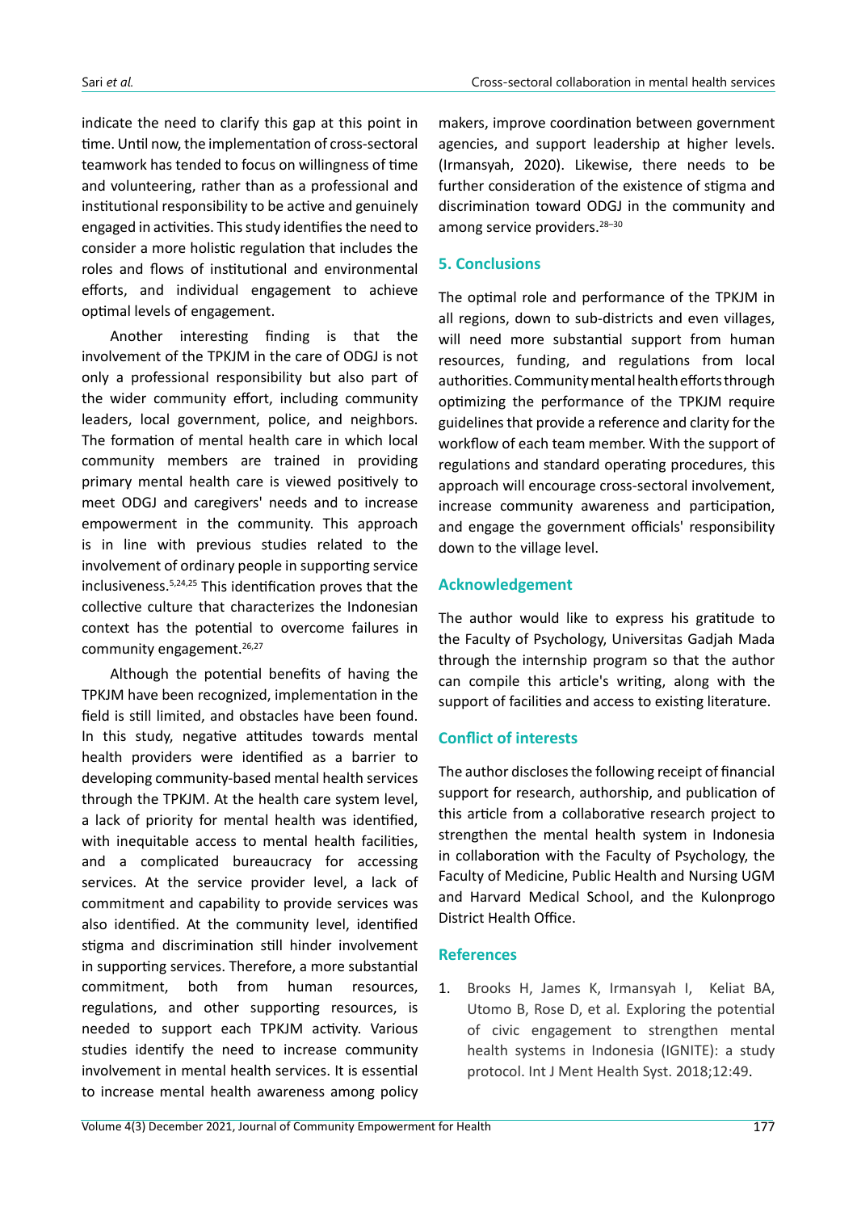indicate the need to clarify this gap at this point in time. Until now, the implementation of cross-sectoral teamwork has tended to focus on willingness of time and volunteering, rather than as a professional and institutional responsibility to be active and genuinely engaged in activities. This study identifies the need to consider a more holistic regulation that includes the roles and flows of institutional and environmental efforts, and individual engagement to achieve optimal levels of engagement.

Another interesting finding is that the involvement of the TPKJM in the care of ODGJ is not only a professional responsibility but also part of the wider community effort, including community leaders, local government, police, and neighbors. The formation of mental health care in which local community members are trained in providing primary mental health care is viewed positively to meet ODGJ and caregivers' needs and to increase empowerment in the community. This approach is in line with previous studies related to the involvement of ordinary people in supporting service inclusiveness.[5,24,25] This identification proves that the collective culture that characterizes the Indonesian context has the potential to overcome failures in community engagement.[26,27]

Although the potential benefits of having the TPKJM have been recognized, implementation in the field is still limited, and obstacles have been found. In this study, negative attitudes towards mental health providers were identified as a barrier to developing community-based mental health services through the TPKJM. At the health care system level, a lack of priority for mental health was identified, with inequitable access to mental health facilities, and a complicated bureaucracy for accessing services. At the service provider level, a lack of commitment and capability to provide services was also identified. At the community level, identified stigma and discrimination still hinder involvement in supporting services. Therefore, a more substantial commitment, both from human resources, regulations, and other supporting resources, is needed to support each TPKJM activity. Various studies identify the need to increase community involvement in mental health services. It is essential to increase mental health awareness among policy makers, improve coordination between government agencies, and support leadership at higher levels. (Irmansyah, 2020). Likewise, there needs to be further consideration of the existence of stigma and discrimination toward ODGJ in the community and among service providers.[28–30]

## 5. Conclusions

The optimal role and performance of the TPKJM in all regions, down to sub-districts and even villages, will need more substantial support from human resources, funding, and regulations from local authorities. Community mental health efforts through optimizing the performance of the TPKJM require guidelines that provide a reference and clarity for the workflow of each team member. With the support of regulations and standard operating procedures, this approach will encourage cross-sectoral involvement, increase community awareness and participation, and engage the government officials' responsibility down to the village level.

## Acknowledgement

The author would like to express his gratitude to the Faculty of Psychology, Universitas Gadjah Mada through the internship program so that the author can compile this article's writing, along with the support of facilities and access to existing literature.

## Conflict of interests

The author discloses the following receipt of financial support for research, authorship, and publication of this article from a collaborative research project to strengthen the mental health system in Indonesia in collaboration with the Faculty of Psychology, the Faculty of Medicine, Public Health and Nursing UGM and Harvard Medical School, and the Kulonprogo District Health Office.

## References

1. Brooks H, James K, Irmansyah I, Keliat BA, Utomo B, Rose D, et al. Exploring the potential of civic engagement to strengthen mental health systems in Indonesia (IGNITE): a study protocol. Int J Ment Health Syst. 2018;12:49.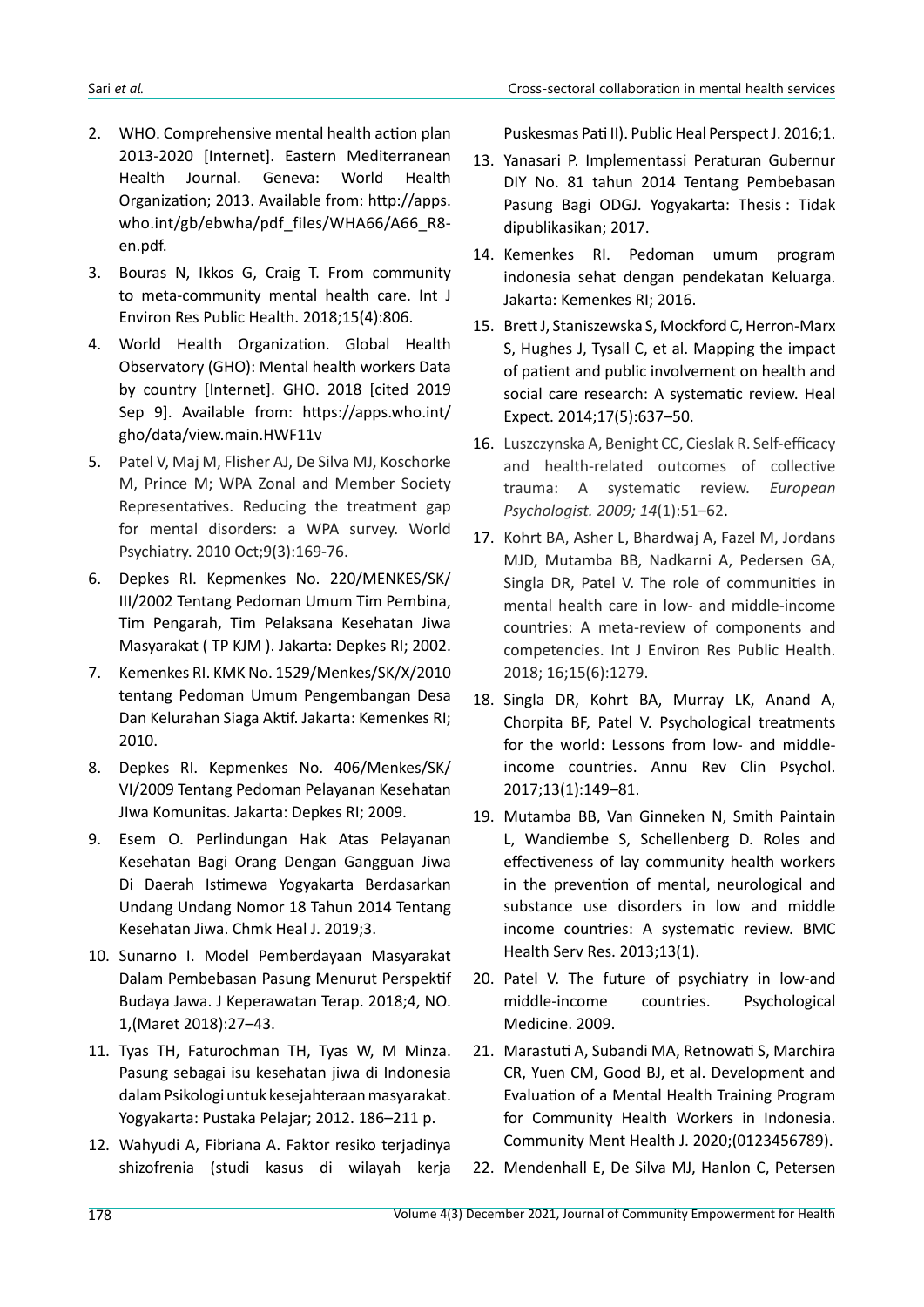2. WHO. Comprehensive mental health action plan 2013-2020 [Internet]. Eastern Mediterranean Health Journal. Geneva: World Health Organization; 2013. Available from: http://apps.who.int/gb/ebwha/pdf_files/WHA66/A66_R8-en.pdf.
3. Bouras N, Ikkos G, Craig T. From community to meta-community mental health care. Int J Environ Res Public Health. 2018;15(4):806.
4. World Health Organization. Global Health Observatory (GHO): Mental health workers Data by country [Internet]. GHO. 2018 [cited 2019 Sep 9]. Available from: https://apps.who.int/gho/data/view.main.HWF11v
5. Patel V, Maj M, Flisher AJ, De Silva MJ, Koschorke M, Prince M; WPA Zonal and Member Society Representatives. Reducing the treatment gap for mental disorders: a WPA survey. World Psychiatry. 2010 Oct;9(3):169-76.
6. Depkes RI. Kepmenkes No. 220/MENKES/SK/III/2002 Tentang Pedoman Umum Tim Pembina, Tim Pengarah, Tim Pelaksana Kesehatan Jiwa Masyarakat ( TP KJM ). Jakarta: Depkes RI; 2002.
7. Kemenkes RI. KMK No. 1529/Menkes/SK/X/2010 tentang Pedoman Umum Pengembangan Desa Dan Kelurahan Siaga Aktif. Jakarta: Kemenkes RI; 2010.
8. Depkes RI. Kepmenkes No. 406/Menkes/SK/VI/2009 Tentang Pedoman Pelayanan Kesehatan JIwa Komunitas. Jakarta: Depkes RI; 2009.
9. Esem O. Perlindungan Hak Atas Pelayanan Kesehatan Bagi Orang Dengan Gangguan Jiwa Di Daerah Istimewa Yogyakarta Berdasarkan Undang Undang Nomor 18 Tahun 2014 Tentang Kesehatan Jiwa. Chmk Heal J. 2019;3.
10. Sunarno I. Model Pemberdayaan Masyarakat Dalam Pembebasan Pasung Menurut Perspektif Budaya Jawa. J Keperawatan Terap. 2018;4, NO. 1,(Maret 2018):27–43.
11. Tyas TH, Faturochman TH, Tyas W, M Minza. Pasung sebagai isu kesehatan jiwa di Indonesia dalam Psikologi untuk kesejahteraan masyarakat. Yogyakarta: Pustaka Pelajar; 2012. 186–211 p.
12. Wahyudi A, Fibriana A. Faktor resiko terjadinya shizofrenia (studi kasus di wilayah kerja Puskesmas Pati II). Public Heal Perspect J. 2016;1.
13. Yanasari P. Implementassi Peraturan Gubernur DIY No. 81 tahun 2014 Tentang Pembebasan Pasung Bagi ODGJ. Yogyakarta: Thesis : Tidak dipublikasikan; 2017.
14. Kemenkes RI. Pedoman umum program indonesia sehat dengan pendekatan Keluarga. Jakarta: Kemenkes RI; 2016.
15. Brett J, Staniszewska S, Mockford C, Herron-Marx S, Hughes J, Tysall C, et al. Mapping the impact of patient and public involvement on health and social care research: A systematic review. Heal Expect. 2014;17(5):637–50.
16. Luszczynska A, Benight CC, Cieslak R. Self-efficacy and health-related outcomes of collective trauma: A systematic review. *European Psychologist. 2009; 14*(1):51–62.
17. Kohrt BA, Asher L, Bhardwaj A, Fazel M, Jordans MJD, Mutamba BB, Nadkarni A, Pedersen GA, Singla DR, Patel V. The role of communities in mental health care in low- and middle-income countries: A meta-review of components and competencies. Int J Environ Res Public Health. 2018; 16;15(6):1279.
18. Singla DR, Kohrt BA, Murray LK, Anand A, Chorpita BF, Patel V. Psychological treatments for the world: Lessons from low- and middle-income countries. Annu Rev Clin Psychol. 2017;13(1):149–81.
19. Mutamba BB, Van Ginneken N, Smith Paintain L, Wandiembe S, Schellenberg D. Roles and effectiveness of lay community health workers in the prevention of mental, neurological and substance use disorders in low and middle income countries: A systematic review. BMC Health Serv Res. 2013;13(1).
20. Patel V. The future of psychiatry in low-and middle-income countries. Psychological Medicine. 2009.
21. Marastuti A, Subandi MA, Retnowati S, Marchira CR, Yuen CM, Good BJ, et al. Development and Evaluation of a Mental Health Training Program for Community Health Workers in Indonesia. Community Ment Health J. 2020;(0123456789).
22. Mendenhall E, De Silva MJ, Hanlon C, Petersen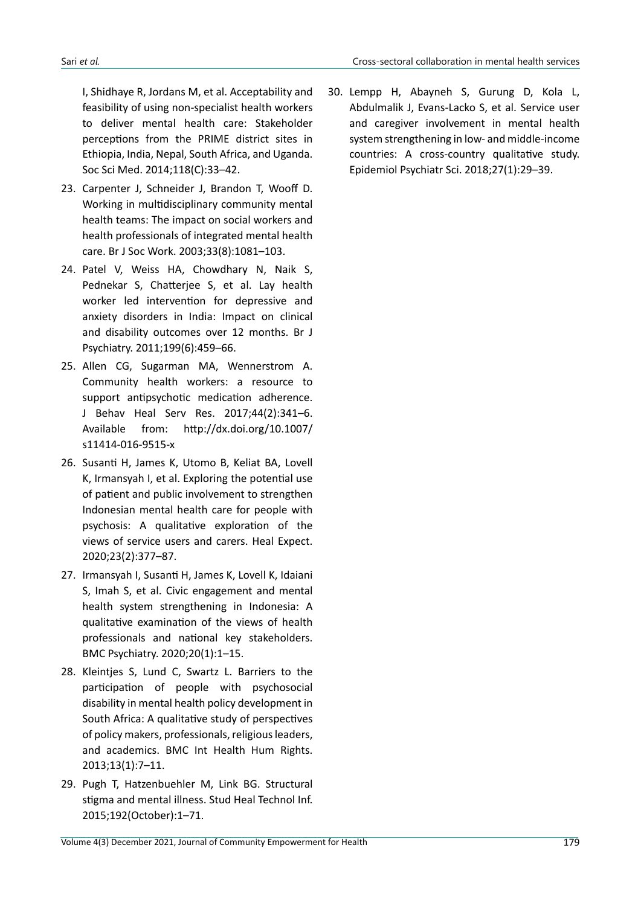I, Shidhaye R, Jordans M, et al. Acceptability and feasibility of using non-specialist health workers to deliver mental health care: Stakeholder perceptions from the PRIME district sites in Ethiopia, India, Nepal, South Africa, and Uganda. Soc Sci Med. 2014;118(C):33–42.

23. Carpenter J, Schneider J, Brandon T, Wooff D. Working in multidisciplinary community mental health teams: The impact on social workers and health professionals of integrated mental health care. Br J Soc Work. 2003;33(8):1081–103.
24. Patel V, Weiss HA, Chowdhary N, Naik S, Pednekar S, Chatterjee S, et al. Lay health worker led intervention for depressive and anxiety disorders in India: Impact on clinical and disability outcomes over 12 months. Br J Psychiatry. 2011;199(6):459–66.
25. Allen CG, Sugarman MA, Wennerstrom A. Community health workers: a resource to support antipsychotic medication adherence. J Behav Heal Serv Res. 2017;44(2):341–6. Available from: http://dx.doi.org/10.1007/s11414-016-9515-x
26. Susanti H, James K, Utomo B, Keliat BA, Lovell K, Irmansyah I, et al. Exploring the potential use of patient and public involvement to strengthen Indonesian mental health care for people with psychosis: A qualitative exploration of the views of service users and carers. Heal Expect. 2020;23(2):377–87.
27. Irmansyah I, Susanti H, James K, Lovell K, Idaiani S, Imah S, et al. Civic engagement and mental health system strengthening in Indonesia: A qualitative examination of the views of health professionals and national key stakeholders. BMC Psychiatry. 2020;20(1):1–15.
28. Kleintjes S, Lund C, Swartz L. Barriers to the participation of people with psychosocial disability in mental health policy development in South Africa: A qualitative study of perspectives of policy makers, professionals, religious leaders, and academics. BMC Int Health Hum Rights. 2013;13(1):7–11.
29. Pugh T, Hatzenbuehler M, Link BG. Structural stigma and mental illness. Stud Heal Technol Inf. 2015;192(October):1–71.
30. Lempp H, Abayneh S, Gurung D, Kola L, Abdulmalik J, Evans-Lacko S, et al. Service user and caregiver involvement in mental health system strengthening in low- and middle-income countries: A cross-country qualitative study. Epidemiol Psychiatr Sci. 2018;27(1):29–39.